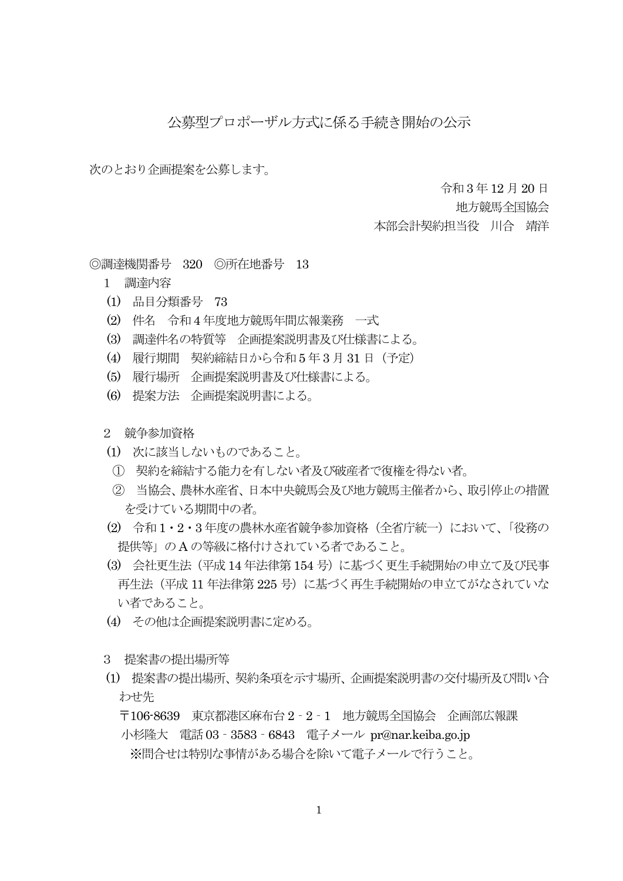# 公募型プロポーザル方式に係る手続き開始の公示

次のとおり企画提案を公募します。

令和３年12月20日
地方競馬全国協会
本部会計契約担当役　川合　靖洋

◎調達機関番号　320　◎所在地番号　13

１　調達内容

(1)　品目分類番号　73
(2)　件名　令和４年度地方競馬年間広報業務　一式
(3)　調達件名の特質等　企画提案説明書及び仕様書による。
(4)　履行期間　契約締結日から令和５年３月31日（予定）
(5)　履行場所　企画提案説明書及び仕様書による。
(6)　提案方法　企画提案説明書による。

２　競争参加資格

(1)　次に該当しないものであること。
　①　契約を締結する能力を有しない者及び破産者で復権を得ない者。
　②　当協会、農林水産省、日本中央競馬会及び地方競馬主催者から、取引停止の措置を受けている期間中の者。
(2)　令和１・２・３年度の農林水産省競争参加資格（全省庁統一）において、「役務の提供等」のＡの等級に格付けされている者であること。
(3)　会社更生法（平成14年法律第154号）に基づく更生手続開始の申立て及び民事再生法（平成11年法律第225号）に基づく再生手続開始の申立てがなされていない者であること。
(4)　その他は企画提案説明書に定める。

３　提案書の提出場所等

(1)　提案書の提出場所、契約条項を示す場所、企画提案説明書の交付場所及び問い合わせ先
　〒106-8639　東京都港区麻布台２－２－１　地方競馬全国協会　企画部広報課
　小杉隆大　電話03－3583－6843　電子メール pr@nar.keiba.go.jp
　※問合せは特別な事情がある場合を除いて電子メールで行うこと。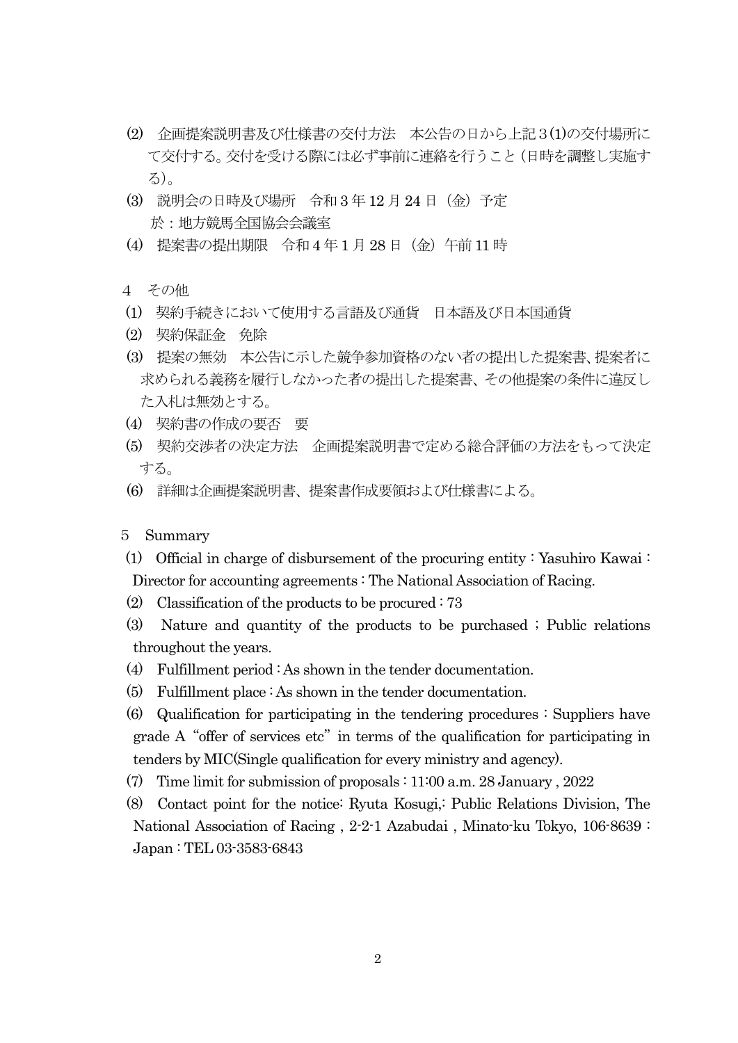⑵　企画提案説明書及び仕様書の交付方法　本公告の日から上記３⑴の交付場所にて交付する。交付を受ける際には必ず事前に連絡を行うこと（日時を調整し実施する）。

⑶　説明会の日時及び場所　令和３年 12 月 24 日（金）予定
　於：地方競馬全国協会会議室

⑷　提案書の提出期限　令和４年１月 28 日（金）午前 11 時

４　その他

⑴　契約手続きにおいて使用する言語及び通貨　日本語及び日本国通貨

⑵　契約保証金　免除

⑶　提案の無効　本公告に示した競争参加資格のない者の提出した提案書、提案者に求められる義務を履行しなかった者の提出した提案書、その他提案の条件に違反した入札は無効とする。

⑷　契約書の作成の要否　要

⑸　契約交渉者の決定方法　企画提案説明書で定める総合評価の方法をもって決定する。

⑹　詳細は企画提案説明書、提案書作成要領および仕様書による。

５　Summary

⑴　Official in charge of disbursement of the procuring entity : Yasuhiro Kawai : Director for accounting agreements : The National Association of Racing.

⑵　Classification of the products to be procured : 73

⑶　Nature and quantity of the products to be purchased ; Public relations throughout the years.

⑷　Fulfillment period : As shown in the tender documentation.

⑸　Fulfillment place : As shown in the tender documentation.

⑹　Qualification for participating in the tendering procedures : Suppliers have grade A "offer of services etc" in terms of the qualification for participating in tenders by MIC(Single qualification for every ministry and agency).

⑺　Time limit for submission of proposals : 11:00 a.m. 28 January , 2022

⑻　Contact point for the notice: Ryuta Kosugi,: Public Relations Division, The National Association of Racing , 2-2-1 Azabudai , Minato-ku Tokyo, 106-8639 : Japan : TEL 03-3583-6843